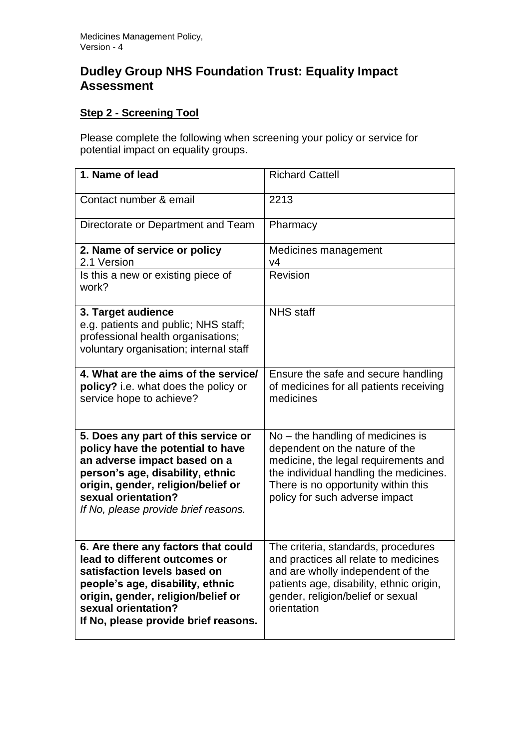# Dudley Group NHS Foundation Trust: Equality Impact Assessment

## Step 2 - Screening Tool

Please complete the following when screening your policy or service for potential impact on equality groups.

| | |
|---|---|
| **1. Name of lead** | Richard Cattell |
| Contact number & email | 2213 |
| Directorate or Department and Team | Pharmacy |
| **2. Name of service or policy**<br>2.1 Version | Medicines management<br>v4 |
| Is this a new or existing piece of work? | Revision |
| **3. Target audience**<br>e.g. patients and public; NHS staff; professional health organisations; voluntary organisation; internal staff | NHS staff |
| **4. What are the aims of the service/ policy?** i.e. what does the policy or service hope to achieve? | Ensure the safe and secure handling of medicines for all patients receiving medicines |
| **5. Does any part of this service or policy have the potential to have an adverse impact based on a person's age, disability, ethnic origin, gender, religion/belief or sexual orientation?**<br>*If No, please provide brief reasons.* | No – the handling of medicines is dependent on the nature of the medicine, the legal requirements and the individual handling the medicines. There is no opportunity within this policy for such adverse impact |
| **6. Are there any factors that could lead to different outcomes or satisfaction levels based on people's age, disability, ethnic origin, gender, religion/belief or sexual orientation?**<br>**If No, please provide brief reasons.** | The criteria, standards, procedures and practices all relate to medicines and are wholly independent of the patients age, disability, ethnic origin, gender, religion/belief or sexual orientation |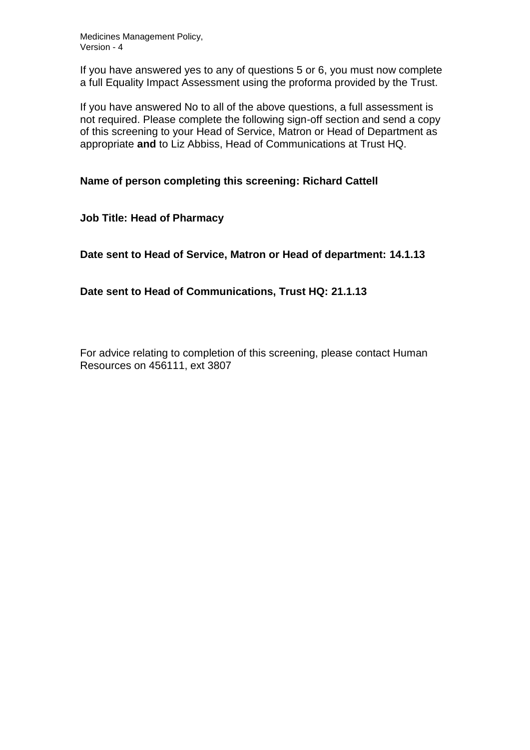If you have answered yes to any of questions 5 or 6, you must now complete a full Equality Impact Assessment using the proforma provided by the Trust.

If you have answered No to all of the above questions, a full assessment is not required. Please complete the following sign-off section and send a copy of this screening to your Head of Service, Matron or Head of Department as appropriate **and** to Liz Abbiss, Head of Communications at Trust HQ.

**Name of person completing this screening: Richard Cattell**

**Job Title: Head of Pharmacy**

**Date sent to Head of Service, Matron or Head of department: 14.1.13**

**Date sent to Head of Communications, Trust HQ: 21.1.13**

For advice relating to completion of this screening, please contact Human Resources on 456111, ext 3807